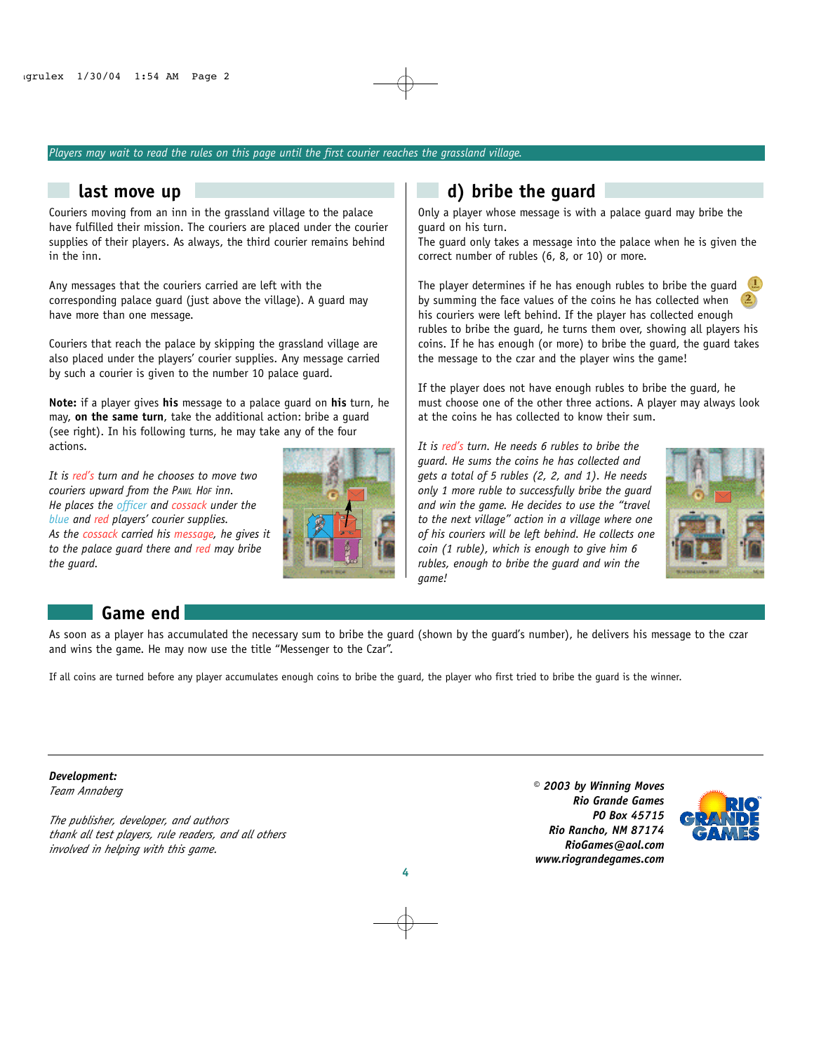*Players may wait to read the rules on this page until the first courier reaches the grassland village.*

## last move up

Couriers moving from an inn in the grassland village to the palace have fulfilled their mission. The couriers are placed under the courier supplies of their players. As always, the third courier remains behind in the inn.

Any messages that the couriers carried are left with the corresponding palace guard (just above the village). A guard may have more than one message.

Couriers that reach the palace by skipping the grassland village are also placed under the players' courier supplies. Any message carried by such a courier is given to the number 10 palace guard.

**Note:** if a player gives **his** message to a palace guard on **his** turn, he may, **on the same turn**, take the additional action: bribe a guard (see right). In his following turns, he may take any of the four actions.

*It is red's turn and he chooses to move two couriers upward from the Pawl Hof inn. He places the officer and cossack under the blue and red players' courier supplies. As the cossack carried his message, he gives it to the palace guard there and red may bribe the guard.*

## d) bribe the guard

Only a player whose message is with a palace guard may bribe the guard on his turn.
The guard only takes a message into the palace when he is given the correct number of rubles (6, 8, or 10) or more.

The player determines if he has enough rubles to bribe the guard by summing the face values of the coins he has collected when his couriers were left behind. If the player has collected enough rubles to bribe the guard, he turns them over, showing all players his coins. If he has enough (or more) to bribe the guard, the guard takes the message to the czar and the player wins the game!

If the player does not have enough rubles to bribe the guard, he must choose one of the other three actions. A player may always look at the coins he has collected to know their sum.

*It is red's turn. He needs 6 rubles to bribe the guard. He sums the coins he has collected and gets a total of 5 rubles (2, 2, and 1). He needs only 1 more ruble to successfully bribe the guard and win the game. He decides to use the "travel to the next village" action in a village where one of his couriers will be left behind. He collects one coin (1 ruble), which is enough to give him 6 rubles, enough to bribe the guard and win the game!*

## Game end

As soon as a player has accumulated the necessary sum to bribe the guard (shown by the guard's number), he delivers his message to the czar and wins the game. He may now use the title "Messenger to the Czar".

If all coins are turned before any player accumulates enough coins to bribe the guard, the player who first tried to bribe the guard is the winner.

***Development:***
*Team Annaberg*

*The publisher, developer, and authors thank all test players, rule readers, and all others involved in helping with this game.*

***© 2003 by Winning Moves***
***Rio Grande Games***
***PO Box 45715***
***Rio Rancho, NM 87174***
***RioGames@aol.com***
***www.riograndegames.com***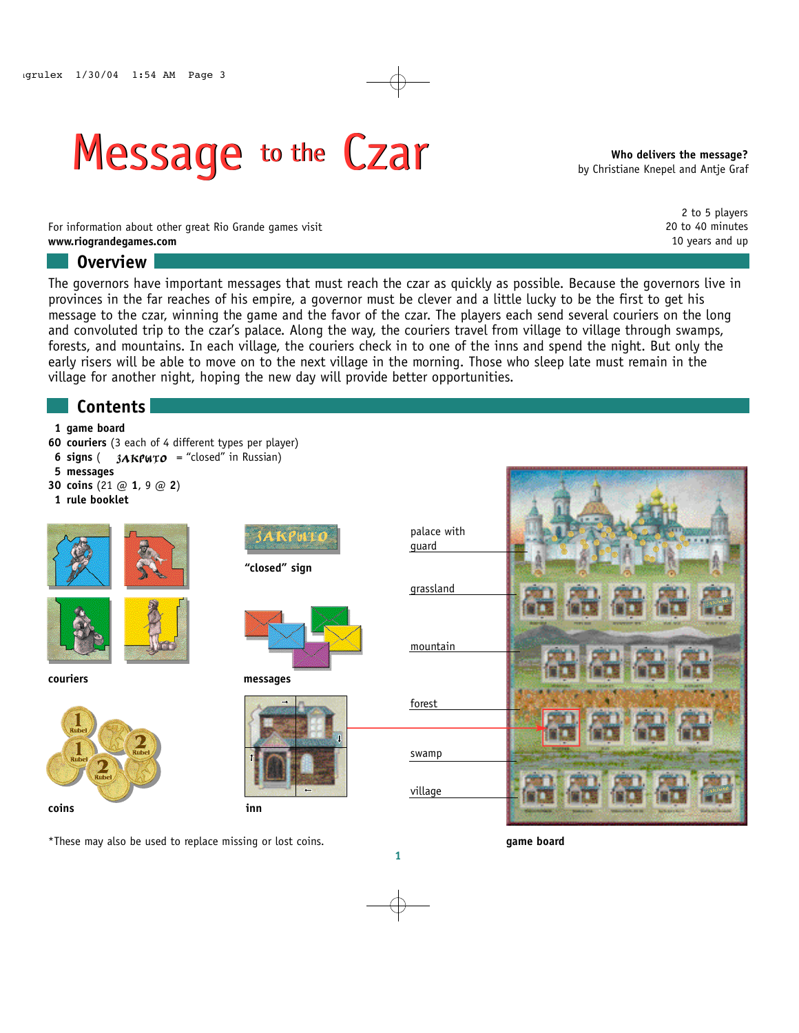# Message to the Czar

**Who delivers the message?**
by Christiane Knepel and Antje Graf

For information about other great Rio Grande games visit
**www.riograndegames.com**

2 to 5 players
20 to 40 minutes
10 years and up

## Overview

The governors have important messages that must reach the czar as quickly as possible. Because the governors live in provinces in the far reaches of his empire, a governor must be clever and a little lucky to be the first to get his message to the czar, winning the game and the favor of the czar. The players each send several couriers on the long and convoluted trip to the czar's palace. Along the way, the couriers travel from village to village through swamps, forests, and mountains. In each village, the couriers check in to one of the inns and spend the night. But only the early risers will be able to move on to the next village in the morning. Those who sleep late must remain in the village for another night, hoping the new day will provide better opportunities.

## Contents

- **1 game board**
- **60 couriers** (3 each of 4 different types per player)
- **6 signs** ( ЗАКРЫТО = "closed" in Russian)
- **5 messages**
- **30 coins** (21 @ **1**, 9 @ **2**)
- **1 rule booklet**

couriers

"closed" sign

messages

coins

inn

palace with guard

grassland

mountain

forest

swamp

village

game board

*These may also be used to replace missing or lost coins.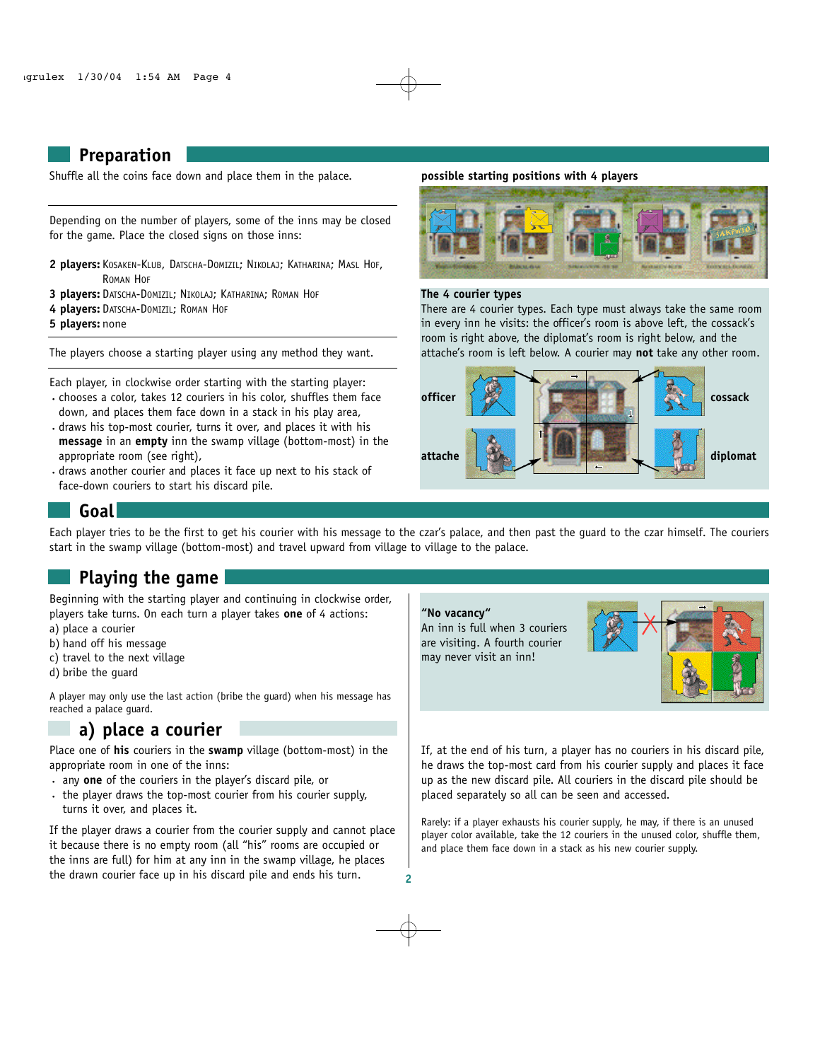## Preparation

Shuffle all the coins face down and place them in the palace.

Depending on the number of players, some of the inns may be closed for the game. Place the closed signs on those inns:

**2 players:** Kosaken-Klub, Datscha-Domizil; Nikolaj; Katharina; Masl Hof, Roman Hof
**3 players:** Datscha-Domizil; Nikolaj; Katharina; Roman Hof
**4 players:** Datscha-Domizil; Roman Hof
**5 players:** none

The players choose a starting player using any method they want.

Each player, in clockwise order starting with the starting player:

- chooses a color, takes 12 couriers in his color, shuffles them face down, and places them face down in a stack in his play area,
- draws his top-most courier, turns it over, and places it with his **message** in an **empty** inn the swamp village (bottom-most) in the appropriate room (see right),
- draws another courier and places it face up next to his stack of face-down couriers to start his discard pile.

**possible starting positions with 4 players**

**The 4 courier types**

There are 4 courier types. Each type must always take the same room in every inn he visits: the officer's room is above left, the cossack's room is right above, the diplomat's room is right below, and the attache's room is left below. A courier may **not** take any other room.

officer — cossack — attache — diplomat

## Goal

Each player tries to be the first to get his courier with his message to the czar's palace, and then past the guard to the czar himself. The couriers start in the swamp village (bottom-most) and travel upward from village to village to the palace.

## Playing the game

Beginning with the starting player and continuing in clockwise order, players take turns. On each turn a player takes **one** of 4 actions:

a) place a courier
b) hand off his message
c) travel to the next village
d) bribe the guard

A player may only use the last action (bribe the guard) when his message has reached a palace guard.

### a) place a courier

Place one of **his** couriers in the **swamp** village (bottom-most) in the appropriate room in one of the inns:

- any **one** of the couriers in the player's discard pile, or
- the player draws the top-most courier from his courier supply, turns it over, and places it.

If the player draws a courier from the courier supply and cannot place it because there is no empty room (all "his" rooms are occupied or the inns are full) for him at any inn in the swamp village, he places the drawn courier face up in his discard pile and ends his turn.

**"No vacancy"**
An inn is full when 3 couriers are visiting. A fourth courier may never visit an inn!

If, at the end of his turn, a player has no couriers in his discard pile, he draws the top-most card from his courier supply and places it face up as the new discard pile. All couriers in the discard pile should be placed separately so all can be seen and accessed.

Rarely: if a player exhausts his courier supply, he may, if there is an unused player color available, take the 12 couriers in the unused color, shuffle them, and place them face down in a stack as his new courier supply.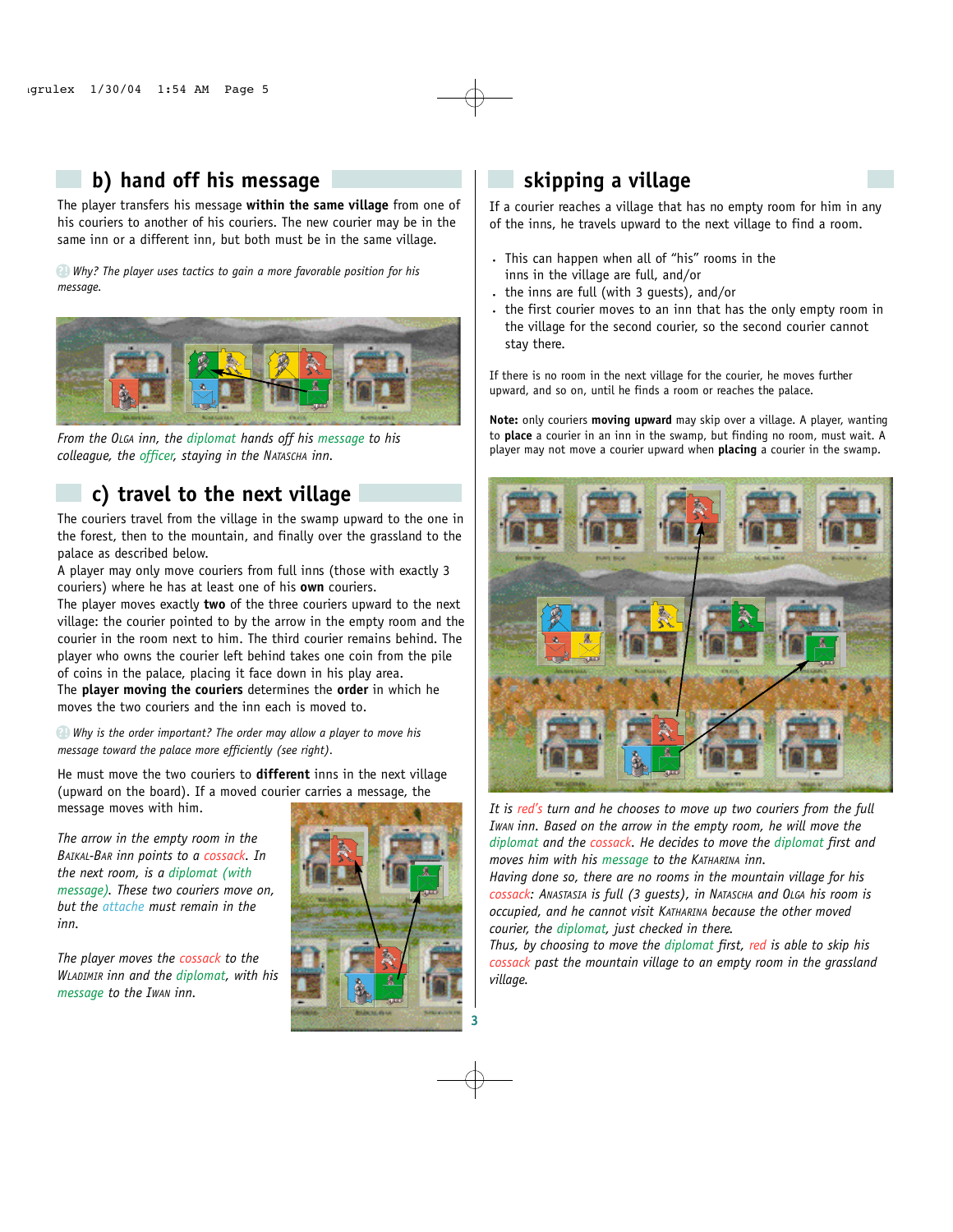## b) hand off his message

The player transfers his message **within the same village** from one of his couriers to another of his couriers. The new courier may be in the same inn or a different inn, but both must be in the same village.

*Why? The player uses tactics to gain a more favorable position for his message.*

*From the Olga inn, the diplomat hands off his message to his colleague, the officer, staying in the Natascha inn.*

## c) travel to the next village

The couriers travel from the village in the swamp upward to the one in the forest, then to the mountain, and finally over the grassland to the palace as described below.

A player may only move couriers from full inns (those with exactly 3 couriers) where he has at least one of his **own** couriers.

The player moves exactly **two** of the three couriers upward to the next village: the courier pointed to by the arrow in the empty room and the courier in the room next to him. The third courier remains behind. The player who owns the courier left behind takes one coin from the pile of coins in the palace, placing it face down in his play area.

The **player moving the couriers** determines the **order** in which he moves the two couriers and the inn each is moved to.

*Why is the order important? The order may allow a player to move his message toward the palace more efficiently (see right).*

He must move the two couriers to **different** inns in the next village (upward on the board). If a moved courier carries a message, the message moves with him.

*The arrow in the empty room in the Baikal-Bar inn points to a cossack. In the next room, is a diplomat (with message). These two couriers move on, but the attache must remain in the inn.*

*The player moves the cossack to the Wladimir inn and the diplomat, with his message to the Iwan inn.*

## skipping a village

If a courier reaches a village that has no empty room for him in any of the inns, he travels upward to the next village to find a room.

- This can happen when all of "his" rooms in the inns in the village are full, and/or
- the inns are full (with 3 guests), and/or
- the first courier moves to an inn that has the only empty room in the village for the second courier, so the second courier cannot stay there.

If there is no room in the next village for the courier, he moves further upward, and so on, until he finds a room or reaches the palace.

**Note:** only couriers **moving upward** may skip over a village. A player, wanting to **place** a courier in an inn in the swamp, but finding no room, must wait. A player may not move a courier upward when **placing** a courier in the swamp.

*It is red's turn and he chooses to move up two couriers from the full Iwan inn. Based on the arrow in the empty room, he will move the diplomat and the cossack. He decides to move the diplomat first and moves him with his message to the Katharina inn.*

*Having done so, there are no rooms in the mountain village for his cossack: Anastasia is full (3 guests), in Natascha and Olga his room is occupied, and he cannot visit Katharina because the other moved courier, the diplomat, just checked in there.*

*Thus, by choosing to move the diplomat first, red is able to skip his cossack past the mountain village to an empty room in the grassland village.*